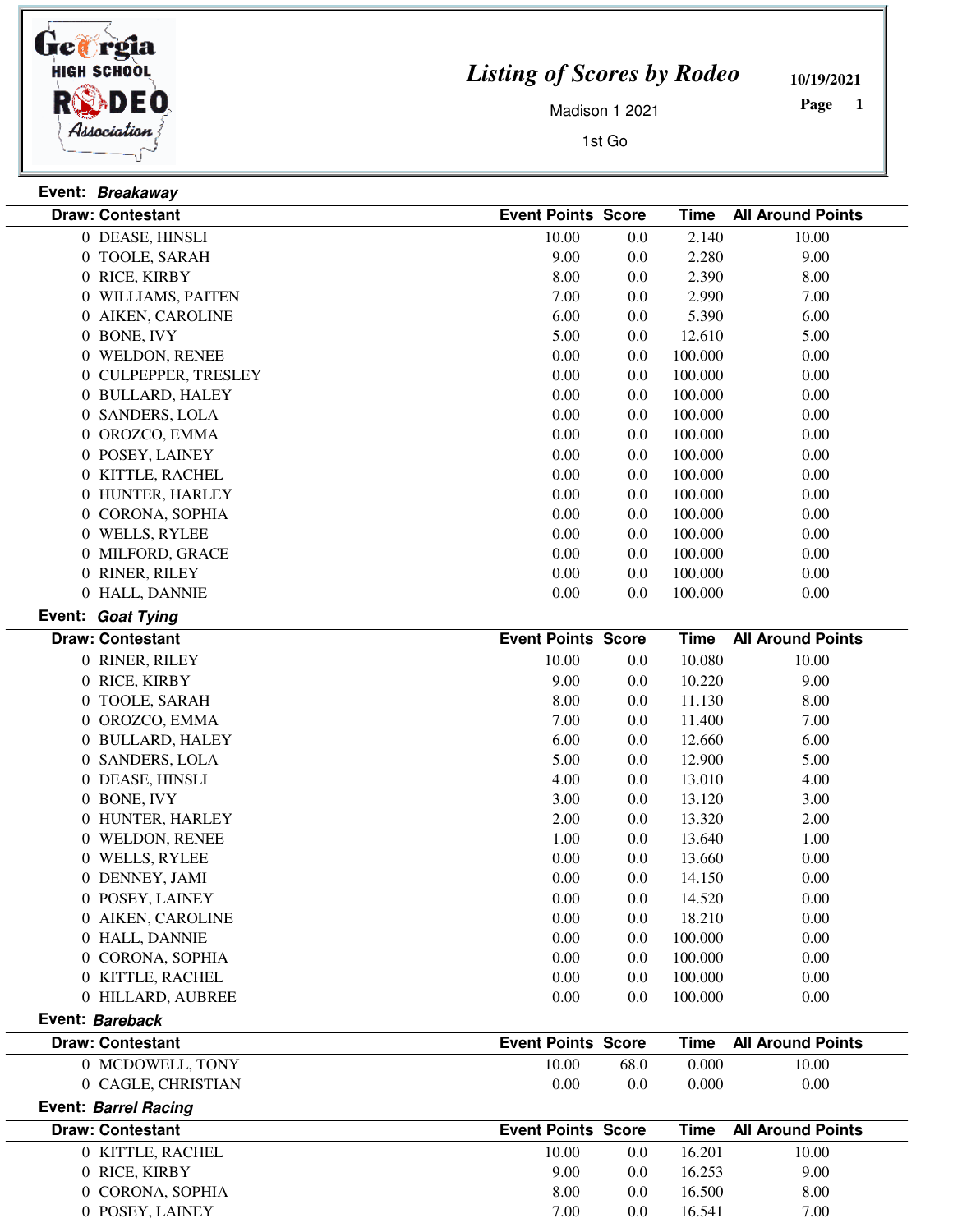# Listing of Scores by Rodeo

Madison 1 2021

1st Go

10/19/2021

**Event: *Breakaway***

| Draw: | Contestant | Event Points | Score | Time | All Around Points |
|---|---|---|---|---|---|
| 0 | DEASE, HINSLI | 10.00 | 0.0 | 2.140 | 10.00 |
| 0 | TOOLE, SARAH | 9.00 | 0.0 | 2.280 | 9.00 |
| 0 | RICE, KIRBY | 8.00 | 0.0 | 2.390 | 8.00 |
| 0 | WILLIAMS, PAITEN | 7.00 | 0.0 | 2.990 | 7.00 |
| 0 | AIKEN, CAROLINE | 6.00 | 0.0 | 5.390 | 6.00 |
| 0 | BONE, IVY | 5.00 | 0.0 | 12.610 | 5.00 |
| 0 | WELDON, RENEE | 0.00 | 0.0 | 100.000 | 0.00 |
| 0 | CULPEPPER, TRESLEY | 0.00 | 0.0 | 100.000 | 0.00 |
| 0 | BULLARD, HALEY | 0.00 | 0.0 | 100.000 | 0.00 |
| 0 | SANDERS, LOLA | 0.00 | 0.0 | 100.000 | 0.00 |
| 0 | OROZCO, EMMA | 0.00 | 0.0 | 100.000 | 0.00 |
| 0 | POSEY, LAINEY | 0.00 | 0.0 | 100.000 | 0.00 |
| 0 | KITTLE, RACHEL | 0.00 | 0.0 | 100.000 | 0.00 |
| 0 | HUNTER, HARLEY | 0.00 | 0.0 | 100.000 | 0.00 |
| 0 | CORONA, SOPHIA | 0.00 | 0.0 | 100.000 | 0.00 |
| 0 | WELLS, RYLEE | 0.00 | 0.0 | 100.000 | 0.00 |
| 0 | MILFORD, GRACE | 0.00 | 0.0 | 100.000 | 0.00 |
| 0 | RINER, RILEY | 0.00 | 0.0 | 100.000 | 0.00 |
| 0 | HALL, DANNIE | 0.00 | 0.0 | 100.000 | 0.00 |

**Event: *Goat Tying***

| Draw: | Contestant | Event Points | Score | Time | All Around Points |
|---|---|---|---|---|---|
| 0 | RINER, RILEY | 10.00 | 0.0 | 10.080 | 10.00 |
| 0 | RICE, KIRBY | 9.00 | 0.0 | 10.220 | 9.00 |
| 0 | TOOLE, SARAH | 8.00 | 0.0 | 11.130 | 8.00 |
| 0 | OROZCO, EMMA | 7.00 | 0.0 | 11.400 | 7.00 |
| 0 | BULLARD, HALEY | 6.00 | 0.0 | 12.660 | 6.00 |
| 0 | SANDERS, LOLA | 5.00 | 0.0 | 12.900 | 5.00 |
| 0 | DEASE, HINSLI | 4.00 | 0.0 | 13.010 | 4.00 |
| 0 | BONE, IVY | 3.00 | 0.0 | 13.120 | 3.00 |
| 0 | HUNTER, HARLEY | 2.00 | 0.0 | 13.320 | 2.00 |
| 0 | WELDON, RENEE | 1.00 | 0.0 | 13.640 | 1.00 |
| 0 | WELLS, RYLEE | 0.00 | 0.0 | 13.660 | 0.00 |
| 0 | DENNEY, JAMI | 0.00 | 0.0 | 14.150 | 0.00 |
| 0 | POSEY, LAINEY | 0.00 | 0.0 | 14.520 | 0.00 |
| 0 | AIKEN, CAROLINE | 0.00 | 0.0 | 18.210 | 0.00 |
| 0 | HALL, DANNIE | 0.00 | 0.0 | 100.000 | 0.00 |
| 0 | CORONA, SOPHIA | 0.00 | 0.0 | 100.000 | 0.00 |
| 0 | KITTLE, RACHEL | 0.00 | 0.0 | 100.000 | 0.00 |
| 0 | HILLARD, AUBREE | 0.00 | 0.0 | 100.000 | 0.00 |

**Event: *Bareback***

| Draw: | Contestant | Event Points | Score | Time | All Around Points |
|---|---|---|---|---|---|
| 0 | MCDOWELL, TONY | 10.00 | 68.0 | 0.000 | 10.00 |
| 0 | CAGLE, CHRISTIAN | 0.00 | 0.0 | 0.000 | 0.00 |

**Event: *Barrel Racing***

| Draw: | Contestant | Event Points | Score | Time | All Around Points |
|---|---|---|---|---|---|
| 0 | KITTLE, RACHEL | 10.00 | 0.0 | 16.201 | 10.00 |
| 0 | RICE, KIRBY | 9.00 | 0.0 | 16.253 | 9.00 |
| 0 | CORONA, SOPHIA | 8.00 | 0.0 | 16.500 | 8.00 |
| 0 | POSEY, LAINEY | 7.00 | 0.0 | 16.541 | 7.00 |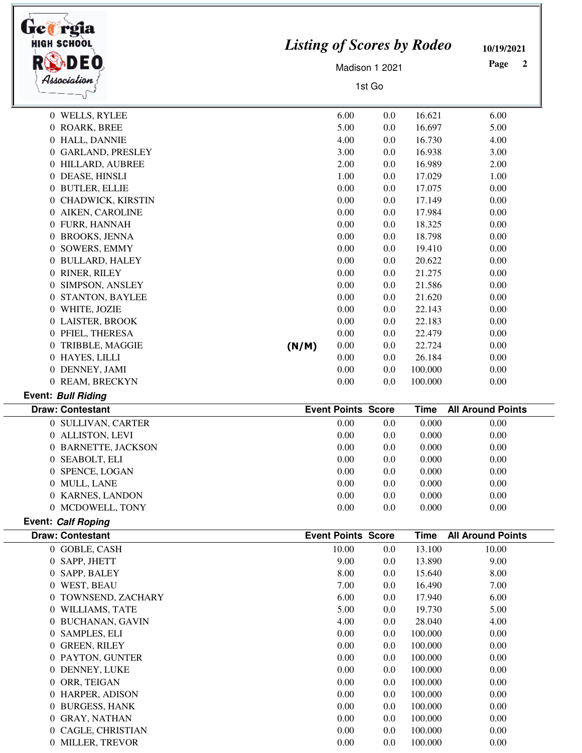# Listing of Scores by Rodeo

Madison 1 2021

1st Go

10/19/2021

| Draw: Contestant | | Event Points | Score | Time | All Around Points |
|---|---|---|---|---|---|
| 0 WELLS, RYLEE | | 6.00 | 0.0 | 16.621 | 6.00 |
| 0 ROARK, BREE | | 5.00 | 0.0 | 16.697 | 5.00 |
| 0 HALL, DANNIE | | 4.00 | 0.0 | 16.730 | 4.00 |
| 0 GARLAND, PRESLEY | | 3.00 | 0.0 | 16.938 | 3.00 |
| 0 HILLARD, AUBREE | | 2.00 | 0.0 | 16.989 | 2.00 |
| 0 DEASE, HINSLI | | 1.00 | 0.0 | 17.029 | 1.00 |
| 0 BUTLER, ELLIE | | 0.00 | 0.0 | 17.075 | 0.00 |
| 0 CHADWICK, KIRSTIN | | 0.00 | 0.0 | 17.149 | 0.00 |
| 0 AIKEN, CAROLINE | | 0.00 | 0.0 | 17.984 | 0.00 |
| 0 FURR, HANNAH | | 0.00 | 0.0 | 18.325 | 0.00 |
| 0 BROOKS, JENNA | | 0.00 | 0.0 | 18.798 | 0.00 |
| 0 SOWERS, EMMY | | 0.00 | 0.0 | 19.410 | 0.00 |
| 0 BULLARD, HALEY | | 0.00 | 0.0 | 20.622 | 0.00 |
| 0 RINER, RILEY | | 0.00 | 0.0 | 21.275 | 0.00 |
| 0 SIMPSON, ANSLEY | | 0.00 | 0.0 | 21.586 | 0.00 |
| 0 STANTON, BAYLEE | | 0.00 | 0.0 | 21.620 | 0.00 |
| 0 WHITE, JOZIE | | 0.00 | 0.0 | 22.143 | 0.00 |
| 0 LAISTER, BROOK | | 0.00 | 0.0 | 22.183 | 0.00 |
| 0 PFIEL, THERESA | | 0.00 | 0.0 | 22.479 | 0.00 |
| 0 TRIBBLE, MAGGIE | (N/M) | 0.00 | 0.0 | 22.724 | 0.00 |
| 0 HAYES, LILLI | | 0.00 | 0.0 | 26.184 | 0.00 |
| 0 DENNEY, JAMI | | 0.00 | 0.0 | 100.000 | 0.00 |
| 0 REAM, BRECKYN | | 0.00 | 0.0 | 100.000 | 0.00 |

**Event: *Bull Riding***

| Draw: Contestant | Event Points | Score | Time | All Around Points |
|---|---|---|---|---|
| 0 SULLIVAN, CARTER | 0.00 | 0.0 | 0.000 | 0.00 |
| 0 ALLISTON, LEVI | 0.00 | 0.0 | 0.000 | 0.00 |
| 0 BARNETTE, JACKSON | 0.00 | 0.0 | 0.000 | 0.00 |
| 0 SEABOLT, ELI | 0.00 | 0.0 | 0.000 | 0.00 |
| 0 SPENCE, LOGAN | 0.00 | 0.0 | 0.000 | 0.00 |
| 0 MULL, LANE | 0.00 | 0.0 | 0.000 | 0.00 |
| 0 KARNES, LANDON | 0.00 | 0.0 | 0.000 | 0.00 |
| 0 MCDOWELL, TONY | 0.00 | 0.0 | 0.000 | 0.00 |

**Event: *Calf Roping***

| Draw: Contestant | Event Points | Score | Time | All Around Points |
|---|---|---|---|---|
| 0 GOBLE, CASH | 10.00 | 0.0 | 13.100 | 10.00 |
| 0 SAPP, JHETT | 9.00 | 0.0 | 13.890 | 9.00 |
| 0 SAPP, BALEY | 8.00 | 0.0 | 15.640 | 8.00 |
| 0 WEST, BEAU | 7.00 | 0.0 | 16.490 | 7.00 |
| 0 TOWNSEND, ZACHARY | 6.00 | 0.0 | 17.940 | 6.00 |
| 0 WILLIAMS, TATE | 5.00 | 0.0 | 19.730 | 5.00 |
| 0 BUCHANAN, GAVIN | 4.00 | 0.0 | 28.040 | 4.00 |
| 0 SAMPLES, ELI | 0.00 | 0.0 | 100.000 | 0.00 |
| 0 GREEN, RILEY | 0.00 | 0.0 | 100.000 | 0.00 |
| 0 PAYTON, GUNTER | 0.00 | 0.0 | 100.000 | 0.00 |
| 0 DENNEY, LUKE | 0.00 | 0.0 | 100.000 | 0.00 |
| 0 ORR, TEIGAN | 0.00 | 0.0 | 100.000 | 0.00 |
| 0 HARPER, ADISON | 0.00 | 0.0 | 100.000 | 0.00 |
| 0 BURGESS, HANK | 0.00 | 0.0 | 100.000 | 0.00 |
| 0 GRAY, NATHAN | 0.00 | 0.0 | 100.000 | 0.00 |
| 0 CAGLE, CHRISTIAN | 0.00 | 0.0 | 100.000 | 0.00 |
| 0 MILLER, TREVOR | 0.00 | 0.0 | 100.000 | 0.00 |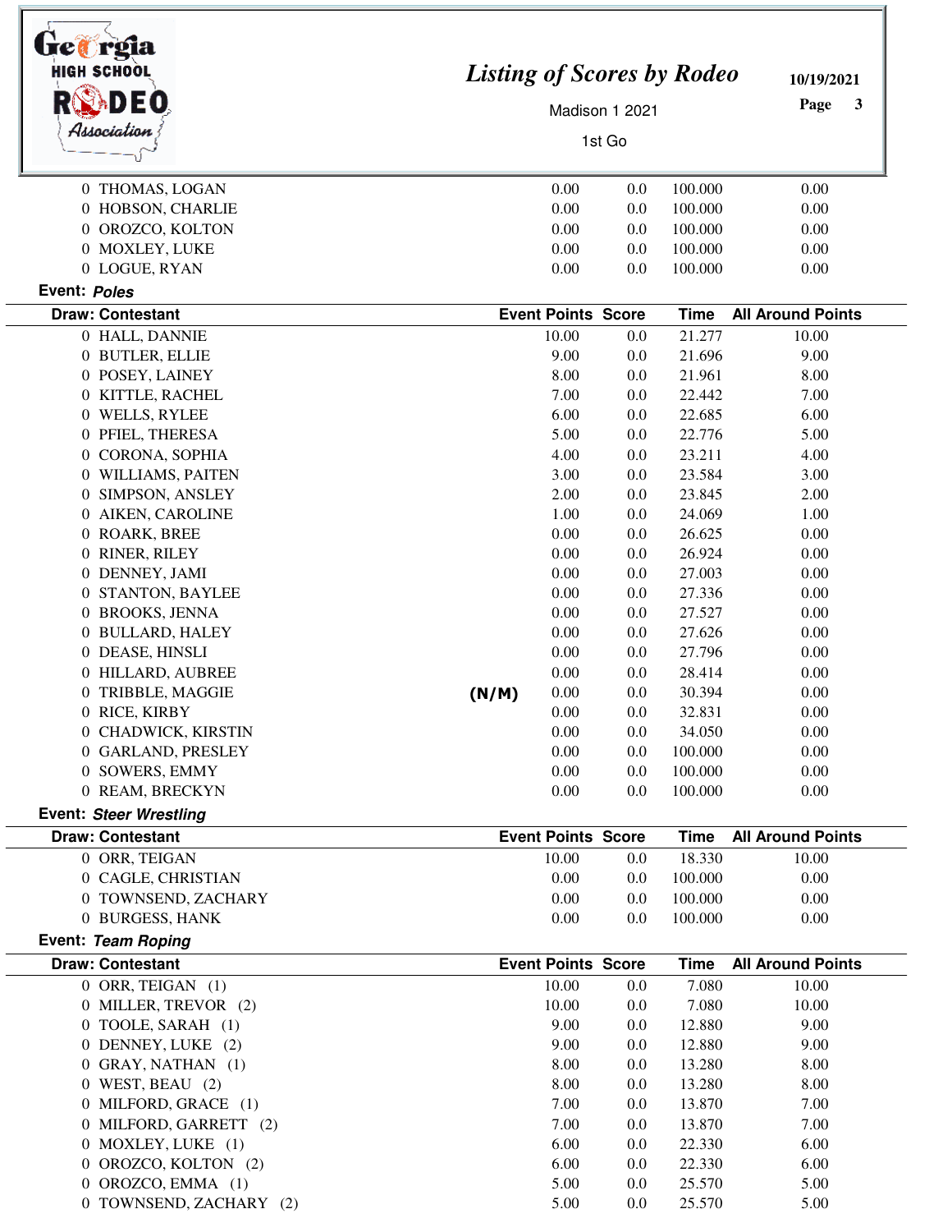| Draw: Contestant | | Event Points | Score | Time | All Around Points |
|---|---|---|---|---|---|
| 0 THOMAS, LOGAN | | 0.00 | 0.0 | 100.000 | 0.00 |
| 0 HOBSON, CHARLIE | | 0.00 | 0.0 | 100.000 | 0.00 |
| 0 OROZCO, KOLTON | | 0.00 | 0.0 | 100.000 | 0.00 |
| 0 MOXLEY, LUKE | | 0.00 | 0.0 | 100.000 | 0.00 |
| 0 LOGUE, RYAN | | 0.00 | 0.0 | 100.000 | 0.00 |

**Event:** ***Poles***

| Draw: Contestant | | Event Points | Score | Time | All Around Points |
|---|---|---|---|---|---|
| 0 HALL, DANNIE | | 10.00 | 0.0 | 21.277 | 10.00 |
| 0 BUTLER, ELLIE | | 9.00 | 0.0 | 21.696 | 9.00 |
| 0 POSEY, LAINEY | | 8.00 | 0.0 | 21.961 | 8.00 |
| 0 KITTLE, RACHEL | | 7.00 | 0.0 | 22.442 | 7.00 |
| 0 WELLS, RYLEE | | 6.00 | 0.0 | 22.685 | 6.00 |
| 0 PFIEL, THERESA | | 5.00 | 0.0 | 22.776 | 5.00 |
| 0 CORONA, SOPHIA | | 4.00 | 0.0 | 23.211 | 4.00 |
| 0 WILLIAMS, PAITEN | | 3.00 | 0.0 | 23.584 | 3.00 |
| 0 SIMPSON, ANSLEY | | 2.00 | 0.0 | 23.845 | 2.00 |
| 0 AIKEN, CAROLINE | | 1.00 | 0.0 | 24.069 | 1.00 |
| 0 ROARK, BREE | | 0.00 | 0.0 | 26.625 | 0.00 |
| 0 RINER, RILEY | | 0.00 | 0.0 | 26.924 | 0.00 |
| 0 DENNEY, JAMI | | 0.00 | 0.0 | 27.003 | 0.00 |
| 0 STANTON, BAYLEE | | 0.00 | 0.0 | 27.336 | 0.00 |
| 0 BROOKS, JENNA | | 0.00 | 0.0 | 27.527 | 0.00 |
| 0 BULLARD, HALEY | | 0.00 | 0.0 | 27.626 | 0.00 |
| 0 DEASE, HINSLI | | 0.00 | 0.0 | 27.796 | 0.00 |
| 0 HILLARD, AUBREE | | 0.00 | 0.0 | 28.414 | 0.00 |
| 0 TRIBBLE, MAGGIE | (N/M) | 0.00 | 0.0 | 30.394 | 0.00 |
| 0 RICE, KIRBY | | 0.00 | 0.0 | 32.831 | 0.00 |
| 0 CHADWICK, KIRSTIN | | 0.00 | 0.0 | 34.050 | 0.00 |
| 0 GARLAND, PRESLEY | | 0.00 | 0.0 | 100.000 | 0.00 |
| 0 SOWERS, EMMY | | 0.00 | 0.0 | 100.000 | 0.00 |
| 0 REAM, BRECKYN | | 0.00 | 0.0 | 100.000 | 0.00 |

**Event:** ***Steer Wrestling***

| Draw: Contestant | Event Points | Score | Time | All Around Points |
|---|---|---|---|---|
| 0 ORR, TEIGAN | 10.00 | 0.0 | 18.330 | 10.00 |
| 0 CAGLE, CHRISTIAN | 0.00 | 0.0 | 100.000 | 0.00 |
| 0 TOWNSEND, ZACHARY | 0.00 | 0.0 | 100.000 | 0.00 |
| 0 BURGESS, HANK | 0.00 | 0.0 | 100.000 | 0.00 |

**Event:** ***Team Roping***

| Draw: Contestant | Event Points | Score | Time | All Around Points |
|---|---|---|---|---|
| 0 ORR, TEIGAN (1) | 10.00 | 0.0 | 7.080 | 10.00 |
| 0 MILLER, TREVOR (2) | 10.00 | 0.0 | 7.080 | 10.00 |
| 0 TOOLE, SARAH (1) | 9.00 | 0.0 | 12.880 | 9.00 |
| 0 DENNEY, LUKE (2) | 9.00 | 0.0 | 12.880 | 9.00 |
| 0 GRAY, NATHAN (1) | 8.00 | 0.0 | 13.280 | 8.00 |
| 0 WEST, BEAU (2) | 8.00 | 0.0 | 13.280 | 8.00 |
| 0 MILFORD, GRACE (1) | 7.00 | 0.0 | 13.870 | 7.00 |
| 0 MILFORD, GARRETT (2) | 7.00 | 0.0 | 13.870 | 7.00 |
| 0 MOXLEY, LUKE (1) | 6.00 | 0.0 | 22.330 | 6.00 |
| 0 OROZCO, KOLTON (2) | 6.00 | 0.0 | 22.330 | 6.00 |
| 0 OROZCO, EMMA (1) | 5.00 | 0.0 | 25.570 | 5.00 |
| 0 TOWNSEND, ZACHARY (2) | 5.00 | 0.0 | 25.570 | 5.00 |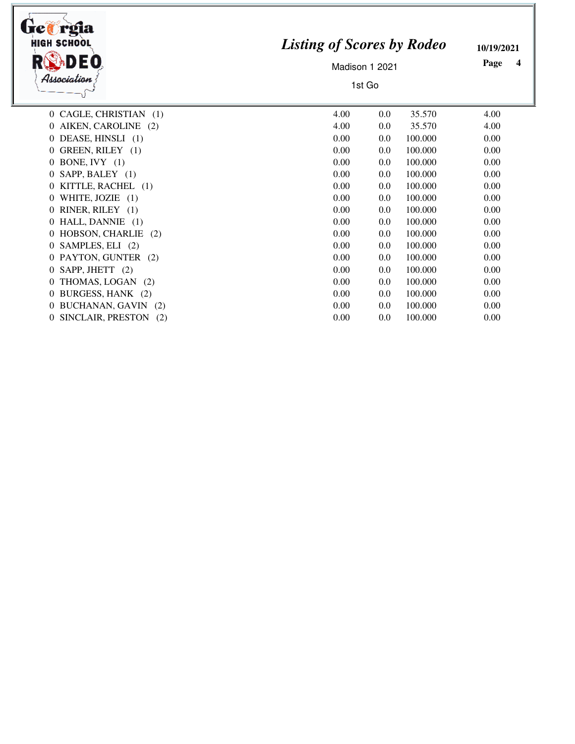# Listing of Scores by Rodeo

Madison 1 2021

1st Go

10/19/2021

| | | | | | |
|---|---|---|---|---|---|
| 0 | CAGLE, CHRISTIAN (1) | 4.00 | 0.0 | 35.570 | 4.00 |
| 0 | AIKEN, CAROLINE (2) | 4.00 | 0.0 | 35.570 | 4.00 |
| 0 | DEASE, HINSLI (1) | 0.00 | 0.0 | 100.000 | 0.00 |
| 0 | GREEN, RILEY (1) | 0.00 | 0.0 | 100.000 | 0.00 |
| 0 | BONE, IVY (1) | 0.00 | 0.0 | 100.000 | 0.00 |
| 0 | SAPP, BALEY (1) | 0.00 | 0.0 | 100.000 | 0.00 |
| 0 | KITTLE, RACHEL (1) | 0.00 | 0.0 | 100.000 | 0.00 |
| 0 | WHITE, JOZIE (1) | 0.00 | 0.0 | 100.000 | 0.00 |
| 0 | RINER, RILEY (1) | 0.00 | 0.0 | 100.000 | 0.00 |
| 0 | HALL, DANNIE (1) | 0.00 | 0.0 | 100.000 | 0.00 |
| 0 | HOBSON, CHARLIE (2) | 0.00 | 0.0 | 100.000 | 0.00 |
| 0 | SAMPLES, ELI (2) | 0.00 | 0.0 | 100.000 | 0.00 |
| 0 | PAYTON, GUNTER (2) | 0.00 | 0.0 | 100.000 | 0.00 |
| 0 | SAPP, JHETT (2) | 0.00 | 0.0 | 100.000 | 0.00 |
| 0 | THOMAS, LOGAN (2) | 0.00 | 0.0 | 100.000 | 0.00 |
| 0 | BURGESS, HANK (2) | 0.00 | 0.0 | 100.000 | 0.00 |
| 0 | BUCHANAN, GAVIN (2) | 0.00 | 0.0 | 100.000 | 0.00 |
| 0 | SINCLAIR, PRESTON (2) | 0.00 | 0.0 | 100.000 | 0.00 |